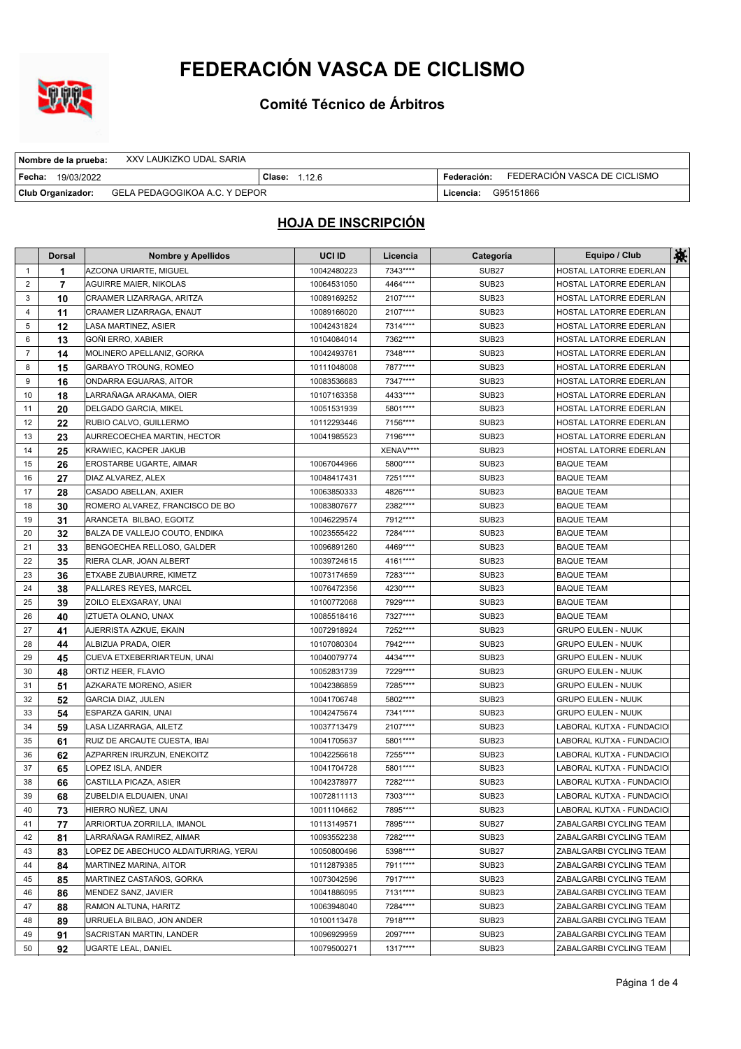# FEDERACIÓN VASCA DE CICLISMO

## Comité Técnico de Árbitros

| | | |
|---|---|---|
| **Nombre de la prueba:** XXV LAUKIZKO UDAL SARIA | | |
| **Fecha:** 19/03/2022 | **Clase:** 1.12.6 | **Federación:** FEDERACIÓN VASCA DE CICLISMO |
| **Club Organizador:** GELA PEDAGOGIKOA A.C. Y DEPOR | | **Licencia:** G95151866 |

## HOJA DE INSCRIPCIÓN

| | Dorsal | Nombre y Apellidos | UCI ID | Licencia | Categoría | Equipo / Club | |
|---|---|---|---|---|---|---|---|
| 1 | 1 | AZCONA URIARTE, MIGUEL | 10042480223 | 7343**** | SUB27 | HOSTAL LATORRE EDERLAN | |
| 2 | 7 | AGUIRRE MAIER, NIKOLAS | 10064531050 | 4464**** | SUB23 | HOSTAL LATORRE EDERLAN | |
| 3 | 10 | CRAAMER LIZARRAGA, ARITZA | 10089169252 | 2107**** | SUB23 | HOSTAL LATORRE EDERLAN | |
| 4 | 11 | CRAAMER LIZARRAGA, ENAUT | 10089166020 | 2107**** | SUB23 | HOSTAL LATORRE EDERLAN | |
| 5 | 12 | LASA MARTINEZ, ASIER | 10042431824 | 7314**** | SUB23 | HOSTAL LATORRE EDERLAN | |
| 6 | 13 | GOÑI ERRO, XABIER | 10104084014 | 7362**** | SUB23 | HOSTAL LATORRE EDERLAN | |
| 7 | 14 | MOLINERO APELLANIZ, GORKA | 10042493761 | 7348**** | SUB23 | HOSTAL LATORRE EDERLAN | |
| 8 | 15 | GARBAYO TROUNG, ROMEO | 10111048008 | 7877**** | SUB23 | HOSTAL LATORRE EDERLAN | |
| 9 | 16 | ONDARRA EGUARAS, AITOR | 10083536683 | 7347**** | SUB23 | HOSTAL LATORRE EDERLAN | |
| 10 | 18 | LARRAÑAGA ARAKAMA, OIER | 10107163358 | 4433**** | SUB23 | HOSTAL LATORRE EDERLAN | |
| 11 | 20 | DELGADO GARCIA, MIKEL | 10051531939 | 5801**** | SUB23 | HOSTAL LATORRE EDERLAN | |
| 12 | 22 | RUBIO CALVO, GUILLERMO | 10112293446 | 7156**** | SUB23 | HOSTAL LATORRE EDERLAN | |
| 13 | 23 | AURRECOECHEA MARTIN, HECTOR | 10041985523 | 7196**** | SUB23 | HOSTAL LATORRE EDERLAN | |
| 14 | 25 | KRAWIEC, KACPER JAKUB | | XENAV**** | SUB23 | HOSTAL LATORRE EDERLAN | |
| 15 | 26 | EROSTARBE UGARTE, AIMAR | 10067044966 | 5800**** | SUB23 | BAQUE TEAM | |
| 16 | 27 | DIAZ ALVAREZ, ALEX | 10048417431 | 7251**** | SUB23 | BAQUE TEAM | |
| 17 | 28 | CASADO ABELLAN, AXIER | 10063850333 | 4826**** | SUB23 | BAQUE TEAM | |
| 18 | 30 | ROMERO ALVAREZ, FRANCISCO DE BO | 10083807677 | 2382**** | SUB23 | BAQUE TEAM | |
| 19 | 31 | ARANCETA BILBAO, EGOITZ | 10046229574 | 7912**** | SUB23 | BAQUE TEAM | |
| 20 | 32 | BALZA DE VALLEJO COUTO, ENDIKA | 10023555422 | 7284**** | SUB23 | BAQUE TEAM | |
| 21 | 33 | BENGOECHEA RELLOSO, GALDER | 10096891260 | 4469**** | SUB23 | BAQUE TEAM | |
| 22 | 35 | RIERA CLAR, JOAN ALBERT | 10039724615 | 4161**** | SUB23 | BAQUE TEAM | |
| 23 | 36 | ETXABE ZUBIAURRE, KIMETZ | 10073174659 | 7283**** | SUB23 | BAQUE TEAM | |
| 24 | 38 | PALLARES REYES, MARCEL | 10076472356 | 4230**** | SUB23 | BAQUE TEAM | |
| 25 | 39 | ZOILO ELEXGARAY, UNAI | 10100772068 | 7929**** | SUB23 | BAQUE TEAM | |
| 26 | 40 | IZTUETA OLANO, UNAX | 10085518416 | 7327**** | SUB23 | BAQUE TEAM | |
| 27 | 41 | AJERRISTA AZKUE, EKAIN | 10072918924 | 7252**** | SUB23 | GRUPO EULEN - NUUK | |
| 28 | 44 | ALBIZUA PRADA, OIER | 10107080304 | 7942**** | SUB23 | GRUPO EULEN - NUUK | |
| 29 | 45 | CUEVA ETXEBERRIARTEUN, UNAI | 10040079774 | 4434**** | SUB23 | GRUPO EULEN - NUUK | |
| 30 | 48 | ORTIZ HEER, FLAVIO | 10052831739 | 7229**** | SUB23 | GRUPO EULEN - NUUK | |
| 31 | 51 | AZKARATE MORENO, ASIER | 10042386859 | 7285**** | SUB23 | GRUPO EULEN - NUUK | |
| 32 | 52 | GARCIA DIAZ, JULEN | 10041706748 | 5802**** | SUB23 | GRUPO EULEN - NUUK | |
| 33 | 54 | ESPARZA GARIN, UNAI | 10042475674 | 7341**** | SUB23 | GRUPO EULEN - NUUK | |
| 34 | 59 | LASA LIZARRAGA, AILETZ | 10037713479 | 2107**** | SUB23 | LABORAL KUTXA - FUNDACIO | |
| 35 | 61 | RUIZ DE ARCAUTE CUESTA, IBAI | 10041705637 | 5801**** | SUB23 | LABORAL KUTXA - FUNDACIO | |
| 36 | 62 | AZPARREN IRURZUN, ENEKOITZ | 10042256618 | 7255**** | SUB23 | LABORAL KUTXA - FUNDACIO | |
| 37 | 65 | LOPEZ ISLA, ANDER | 10041704728 | 5801**** | SUB23 | LABORAL KUTXA - FUNDACIO | |
| 38 | 66 | CASTILLA PICAZA, ASIER | 10042378977 | 7282**** | SUB23 | LABORAL KUTXA - FUNDACIO | |
| 39 | 68 | ZUBELDIA ELDUAIEN, UNAI | 10072811113 | 7303**** | SUB23 | LABORAL KUTXA - FUNDACIO | |
| 40 | 73 | HIERRO NUÑEZ, UNAI | 10011104662 | 7895**** | SUB23 | LABORAL KUTXA - FUNDACIO | |
| 41 | 77 | ARRIORTUA ZORRILLA, IMANOL | 10113149571 | 7895**** | SUB27 | ZABALGARBI CYCLING TEAM | |
| 42 | 81 | LARRAÑAGA RAMIREZ, AIMAR | 10093552238 | 7282**** | SUB23 | ZABALGARBI CYCLING TEAM | |
| 43 | 83 | LOPEZ DE ABECHUCO ALDAITURRIAG, YERAI | 10050800496 | 5398**** | SUB27 | ZABALGARBI CYCLING TEAM | |
| 44 | 84 | MARTINEZ MARINA, AITOR | 10112879385 | 7911**** | SUB23 | ZABALGARBI CYCLING TEAM | |
| 45 | 85 | MARTINEZ CASTAÑOS, GORKA | 10073042596 | 7917**** | SUB23 | ZABALGARBI CYCLING TEAM | |
| 46 | 86 | MENDEZ SANZ, JAVIER | 10041886095 | 7131**** | SUB23 | ZABALGARBI CYCLING TEAM | |
| 47 | 88 | RAMON ALTUNA, HARITZ | 10063948040 | 7284**** | SUB23 | ZABALGARBI CYCLING TEAM | |
| 48 | 89 | URRUELA BILBAO, JON ANDER | 10100113478 | 7918**** | SUB23 | ZABALGARBI CYCLING TEAM | |
| 49 | 91 | SACRISTAN MARTIN, LANDER | 10096929959 | 2097**** | SUB23 | ZABALGARBI CYCLING TEAM | |
| 50 | 92 | UGARTE LEAL, DANIEL | 10079500271 | 1317**** | SUB23 | ZABALGARBI CYCLING TEAM | |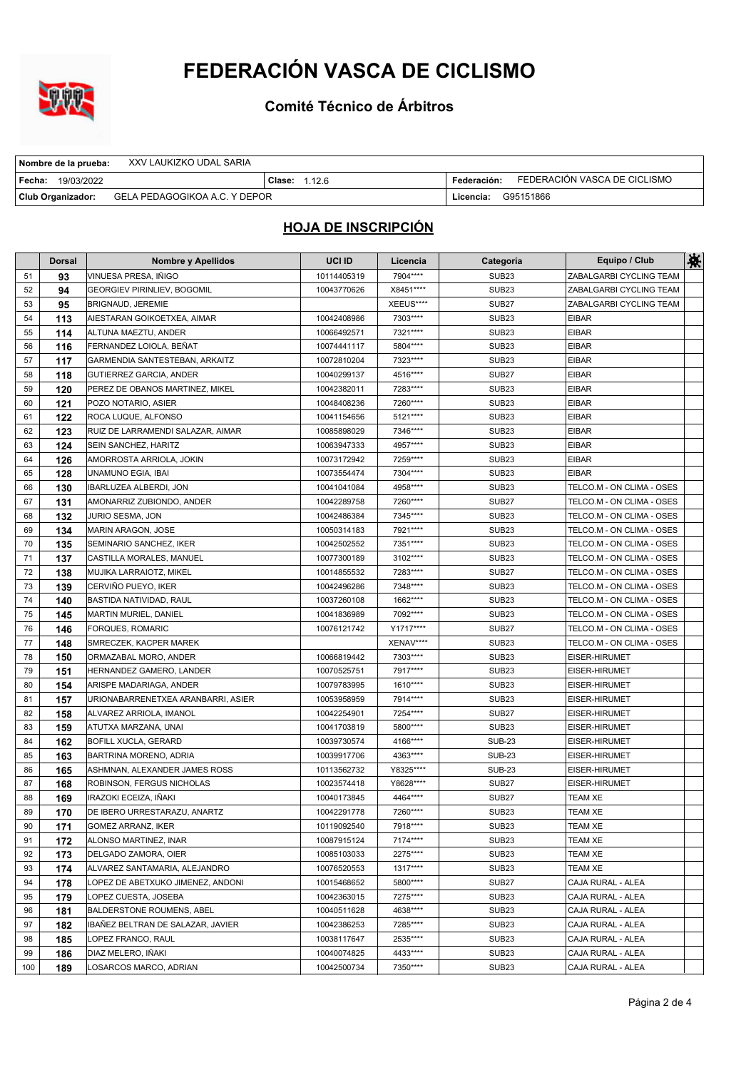# FEDERACIÓN VASCA DE CICLISMO

## Comité Técnico de Árbitros

| Nombre de la prueba: XXV LAUKIZKO UDAL SARIA | | |
|---|---|---|
| Fecha: 19/03/2022 | Clase: 1.12.6 | Federación: FEDERACIÓN VASCA DE CICLISMO |
| Club Organizador: GELA PEDAGOGIKOA A.C. Y DEPOR | | Licencia: G95151866 |

## HOJA DE INSCRIPCIÓN

| | Dorsal | Nombre y Apellidos | UCI ID | Licencia | Categoría | Equipo / Club | |
|---|---|---|---|---|---|---|---|
| 51 | **93** | VINUESA PRESA, IÑIGO | 10114405319 | 7904**** | SUB23 | ZABALGARBI CYCLING TEAM | |
| 52 | **94** | GEORGIEV PIRINLIEV, BOGOMIL | 10043770626 | X8451**** | SUB23 | ZABALGARBI CYCLING TEAM | |
| 53 | **95** | BRIGNAUD, JEREMIE | | XEEUS**** | SUB27 | ZABALGARBI CYCLING TEAM | |
| 54 | **113** | AIESTARAN GOIKOETXEA, AIMAR | 10042408986 | 7303**** | SUB23 | EIBAR | |
| 55 | **114** | ALTUNA MAEZTU, ANDER | 10066492571 | 7321**** | SUB23 | EIBAR | |
| 56 | **116** | FERNANDEZ LOIOLA, BEÑAT | 10074441117 | 5804**** | SUB23 | EIBAR | |
| 57 | **117** | GARMENDIA SANTESTEBAN, ARKAITZ | 10072810204 | 7323**** | SUB23 | EIBAR | |
| 58 | **118** | GUTIERREZ GARCIA, ANDER | 10040299137 | 4516**** | SUB27 | EIBAR | |
| 59 | **120** | PEREZ DE OBANOS MARTINEZ, MIKEL | 10042382011 | 7283**** | SUB23 | EIBAR | |
| 60 | **121** | POZO NOTARIO, ASIER | 10048408236 | 7260**** | SUB23 | EIBAR | |
| 61 | **122** | ROCA LUQUE, ALFONSO | 10041154656 | 5121**** | SUB23 | EIBAR | |
| 62 | **123** | RUIZ DE LARRAMENDI SALAZAR, AIMAR | 10085898029 | 7346**** | SUB23 | EIBAR | |
| 63 | **124** | SEIN SANCHEZ, HARITZ | 10063947333 | 4957**** | SUB23 | EIBAR | |
| 64 | **126** | AMORROSTA ARRIOLA, JOKIN | 10073172942 | 7259**** | SUB23 | EIBAR | |
| 65 | **128** | UNAMUNO EGIA, IBAI | 10073554474 | 7304**** | SUB23 | EIBAR | |
| 66 | **130** | IBARLUZEA ALBERDI, JON | 10041041084 | 4958**** | SUB23 | TELCO.M - ON CLIMA - OSES | |
| 67 | **131** | AMONARRIZ ZUBIONDO, ANDER | 10042289758 | 7260**** | SUB27 | TELCO.M - ON CLIMA - OSES | |
| 68 | **132** | JURIO SESMA, JON | 10042486384 | 7345**** | SUB23 | TELCO.M - ON CLIMA - OSES | |
| 69 | **134** | MARIN ARAGON, JOSE | 10050314183 | 7921**** | SUB23 | TELCO.M - ON CLIMA - OSES | |
| 70 | **135** | SEMINARIO SANCHEZ, IKER | 10042502552 | 7351**** | SUB23 | TELCO.M - ON CLIMA - OSES | |
| 71 | **137** | CASTILLA MORALES, MANUEL | 10077300189 | 3102**** | SUB23 | TELCO.M - ON CLIMA - OSES | |
| 72 | **138** | MUJIKA LARRAIOTZ, MIKEL | 10014855532 | 7283**** | SUB27 | TELCO.M - ON CLIMA - OSES | |
| 73 | **139** | CERVIÑO PUEYO, IKER | 10042496286 | 7348**** | SUB23 | TELCO.M - ON CLIMA - OSES | |
| 74 | **140** | BASTIDA NATIVIDAD, RAUL | 10037260108 | 1662**** | SUB23 | TELCO.M - ON CLIMA - OSES | |
| 75 | **145** | MARTIN MURIEL, DANIEL | 10041836989 | 7092**** | SUB23 | TELCO.M - ON CLIMA - OSES | |
| 76 | **146** | FORQUES, ROMARIC | 10076121742 | Y1717**** | SUB27 | TELCO.M - ON CLIMA - OSES | |
| 77 | **148** | SMRECZEK, KACPER MAREK | | XENAV**** | SUB23 | TELCO.M - ON CLIMA - OSES | |
| 78 | **150** | ORMAZABAL MORO, ANDER | 10066819442 | 7303**** | SUB23 | EISER-HIRUMET | |
| 79 | **151** | HERNANDEZ GAMERO, LANDER | 10070525751 | 7917**** | SUB23 | EISER-HIRUMET | |
| 80 | **154** | ARISPE MADARIAGA, ANDER | 10079783995 | 1610**** | SUB23 | EISER-HIRUMET | |
| 81 | **157** | URIONABARRENETXEA ARANBARRI, ASIER | 10053958959 | 7914**** | SUB23 | EISER-HIRUMET | |
| 82 | **158** | ALVAREZ ARRIOLA, IMANOL | 10042254901 | 7254**** | SUB27 | EISER-HIRUMET | |
| 83 | **159** | ATUTXA MARZANA, UNAI | 10041703819 | 5800**** | SUB23 | EISER-HIRUMET | |
| 84 | **162** | BOFILL XUCLA, GERARD | 10039730574 | 4166**** | SUB-23 | EISER-HIRUMET | |
| 85 | **163** | BARTRINA MORENO, ADRIA | 10039917706 | 4363**** | SUB-23 | EISER-HIRUMET | |
| 86 | **165** | ASHMNAN, ALEXANDER JAMES ROSS | 10113562732 | Y8325**** | SUB-23 | EISER-HIRUMET | |
| 87 | **168** | ROBINSON, FERGUS NICHOLAS | 10023574418 | Y8628**** | SUB27 | EISER-HIRUMET | |
| 88 | **169** | IRAZOKI ECEIZA, IÑAKI | 10040173845 | 4464**** | SUB27 | TEAM XE | |
| 89 | **170** | DE IBERO URRESTARAZU, ANARTZ | 10042291778 | 7260**** | SUB23 | TEAM XE | |
| 90 | **171** | GOMEZ ARRANZ, IKER | 10119092540 | 7918**** | SUB23 | TEAM XE | |
| 91 | **172** | ALONSO MARTINEZ, INAR | 10087915124 | 7174**** | SUB23 | TEAM XE | |
| 92 | **173** | DELGADO ZAMORA, OIER | 10085103033 | 2275**** | SUB23 | TEAM XE | |
| 93 | **174** | ALVAREZ SANTAMARIA, ALEJANDRO | 10076520553 | 1317**** | SUB23 | TEAM XE | |
| 94 | **178** | LOPEZ DE ABETXUKO JIMENEZ, ANDONI | 10015468652 | 5800**** | SUB27 | CAJA RURAL - ALEA | |
| 95 | **179** | LOPEZ CUESTA, JOSEBA | 10042363015 | 7275**** | SUB23 | CAJA RURAL - ALEA | |
| 96 | **181** | BALDERSTONE ROUMENS, ABEL | 10040511628 | 4638**** | SUB23 | CAJA RURAL - ALEA | |
| 97 | **182** | IBAÑEZ BELTRAN DE SALAZAR, JAVIER | 10042386253 | 7285**** | SUB23 | CAJA RURAL - ALEA | |
| 98 | **185** | LOPEZ FRANCO, RAUL | 10038117647 | 2535**** | SUB23 | CAJA RURAL - ALEA | |
| 99 | **186** | DIAZ MELERO, IÑAKI | 10040074825 | 4433**** | SUB23 | CAJA RURAL - ALEA | |
| 100 | **189** | LOSARCOS MARCO, ADRIAN | 10042500734 | 7350**** | SUB23 | CAJA RURAL - ALEA | |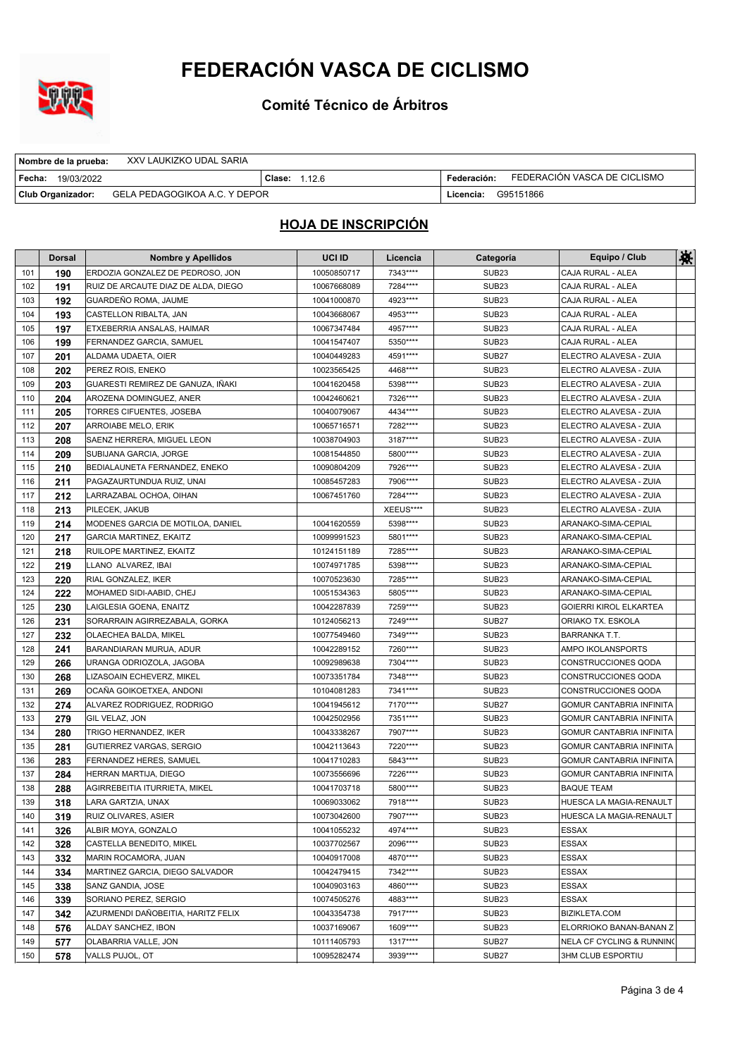# FEDERACIÓN VASCA DE CICLISMO

## Comité Técnico de Árbitros

| | | | |
|---|---|---|---|
| **Nombre de la prueba:** XXV LAUKIZKO UDAL SARIA | | | |
| **Fecha:** 19/03/2022 | **Clase:** 1.12.6 | **Federación:** FEDERACIÓN VASCA DE CICLISMO | |
| **Club Organizador:** GELA PEDAGOGIKOA A.C. Y DEPOR | | **Licencia:** G95151866 | |

## HOJA DE INSCRIPCIÓN

| | Dorsal | Nombre y Apellidos | UCI ID | Licencia | Categoría | Equipo / Club | |
|---|---|---|---|---|---|---|---|
| 101 | 190 | ERDOZIA GONZALEZ DE PEDROSO, JON | 10050850717 | 7343**** | SUB23 | CAJA RURAL - ALEA | |
| 102 | 191 | RUIZ DE ARCAUTE DIAZ DE ALDA, DIEGO | 10067668089 | 7284**** | SUB23 | CAJA RURAL - ALEA | |
| 103 | 192 | GUARDEÑO ROMA, JAUME | 10041000870 | 4923**** | SUB23 | CAJA RURAL - ALEA | |
| 104 | 193 | CASTELLON RIBALTA, JAN | 10043668067 | 4953**** | SUB23 | CAJA RURAL - ALEA | |
| 105 | 197 | ETXEBERRIA ANSALAS, HAIMAR | 10067347484 | 4957**** | SUB23 | CAJA RURAL - ALEA | |
| 106 | 199 | FERNANDEZ GARCIA, SAMUEL | 10041547407 | 5350**** | SUB23 | CAJA RURAL - ALEA | |
| 107 | 201 | ALDAMA UDAETA, OIER | 10040449283 | 4591**** | SUB27 | ELECTRO ALAVESA - ZUIA | |
| 108 | 202 | PEREZ ROIS, ENEKO | 10023565425 | 4468**** | SUB23 | ELECTRO ALAVESA - ZUIA | |
| 109 | 203 | GUARESTI REMIREZ DE GANUZA, IÑAKI | 10041620458 | 5398**** | SUB23 | ELECTRO ALAVESA - ZUIA | |
| 110 | 204 | AROZENA DOMINGUEZ, ANER | 10042460621 | 7326**** | SUB23 | ELECTRO ALAVESA - ZUIA | |
| 111 | 205 | TORRES CIFUENTES, JOSEBA | 10040079067 | 4434**** | SUB23 | ELECTRO ALAVESA - ZUIA | |
| 112 | 207 | ARROIABE MELO, ERIK | 10065716571 | 7282**** | SUB23 | ELECTRO ALAVESA - ZUIA | |
| 113 | 208 | SAENZ HERRERA, MIGUEL LEON | 10038704903 | 3187**** | SUB23 | ELECTRO ALAVESA - ZUIA | |
| 114 | 209 | SUBIJANA GARCIA, JORGE | 10081544850 | 5800**** | SUB23 | ELECTRO ALAVESA - ZUIA | |
| 115 | 210 | BEDIALAUNETA FERNANDEZ, ENEKO | 10090804209 | 7926**** | SUB23 | ELECTRO ALAVESA - ZUIA | |
| 116 | 211 | PAGAZAURTUNDUA RUIZ, UNAI | 10085457283 | 7906**** | SUB23 | ELECTRO ALAVESA - ZUIA | |
| 117 | 212 | LARRAZABAL OCHOA, OIHAN | 10067451760 | 7284**** | SUB23 | ELECTRO ALAVESA - ZUIA | |
| 118 | 213 | PILECEK, JAKUB | | XEEUS**** | SUB23 | ELECTRO ALAVESA - ZUIA | |
| 119 | 214 | MODENES GARCIA DE MOTILOA, DANIEL | 10041620559 | 5398**** | SUB23 | ARANAKO-SIMA-CEPIAL | |
| 120 | 217 | GARCIA MARTINEZ, EKAITZ | 10099991523 | 5801**** | SUB23 | ARANAKO-SIMA-CEPIAL | |
| 121 | 218 | RUILOPE MARTINEZ, EKAITZ | 10124151189 | 7285**** | SUB23 | ARANAKO-SIMA-CEPIAL | |
| 122 | 219 | LLANO ALVAREZ, IBAI | 10074971785 | 5398**** | SUB23 | ARANAKO-SIMA-CEPIAL | |
| 123 | 220 | RIAL GONZALEZ, IKER | 10070523630 | 7285**** | SUB23 | ARANAKO-SIMA-CEPIAL | |
| 124 | 222 | MOHAMED SIDI-AABID, CHEJ | 10051534363 | 5805**** | SUB23 | ARANAKO-SIMA-CEPIAL | |
| 125 | 230 | LAIGLESIA GOENA, ENAITZ | 10042287839 | 7259**** | SUB23 | GOIERRI KIROL ELKARTEA | |
| 126 | 231 | SORARRAIN AGIRREZABALA, GORKA | 10124056213 | 7249**** | SUB27 | ORIAKO TX. ESKOLA | |
| 127 | 232 | OLAECHEA BALDA, MIKEL | 10077549460 | 7349**** | SUB23 | BARRANKA T.T. | |
| 128 | 241 | BARANDIARAN MURUA, ADUR | 10042289152 | 7260**** | SUB23 | AMPO IKOLANSPORTS | |
| 129 | 266 | URANGA ODRIOZOLA, JAGOBA | 10092989638 | 7304**** | SUB23 | CONSTRUCCIONES QODA | |
| 130 | 268 | LIZASOAIN ECHEVERZ, MIKEL | 10073351784 | 7348**** | SUB23 | CONSTRUCCIONES QODA | |
| 131 | 269 | OCAÑA GOIKOETXEA, ANDONI | 10104081283 | 7341**** | SUB23 | CONSTRUCCIONES QODA | |
| 132 | 274 | ALVAREZ RODRIGUEZ, RODRIGO | 10041945612 | 7170**** | SUB27 | GOMUR CANTABRIA INFINITA | |
| 133 | 279 | GIL VELAZ, JON | 10042502956 | 7351**** | SUB23 | GOMUR CANTABRIA INFINITA | |
| 134 | 280 | TRIGO HERNANDEZ, IKER | 10043338267 | 7907**** | SUB23 | GOMUR CANTABRIA INFINITA | |
| 135 | 281 | GUTIERREZ VARGAS, SERGIO | 10042113643 | 7220**** | SUB23 | GOMUR CANTABRIA INFINITA | |
| 136 | 283 | FERNANDEZ HERES, SAMUEL | 10041710283 | 5843**** | SUB23 | GOMUR CANTABRIA INFINITA | |
| 137 | 284 | HERRAN MARTIJA, DIEGO | 10073556696 | 7226**** | SUB23 | GOMUR CANTABRIA INFINITA | |
| 138 | 288 | AGIRREBEITIA ITURRIETA, MIKEL | 10041703718 | 5800**** | SUB23 | BAQUE TEAM | |
| 139 | 318 | LARA GARTZIA, UNAX | 10069033062 | 7918**** | SUB23 | HUESCA LA MAGIA-RENAULT | |
| 140 | 319 | RUIZ OLIVARES, ASIER | 10073042600 | 7907**** | SUB23 | HUESCA LA MAGIA-RENAULT | |
| 141 | 326 | ALBIR MOYA, GONZALO | 10041055232 | 4974**** | SUB23 | ESSAX | |
| 142 | 328 | CASTELLA BENEDITO, MIKEL | 10037702567 | 2096**** | SUB23 | ESSAX | |
| 143 | 332 | MARIN ROCAMORA, JUAN | 10040917008 | 4870**** | SUB23 | ESSAX | |
| 144 | 334 | MARTINEZ GARCIA, DIEGO SALVADOR | 10042479415 | 7342**** | SUB23 | ESSAX | |
| 145 | 338 | SANZ GANDIA, JOSE | 10040903163 | 4860**** | SUB23 | ESSAX | |
| 146 | 339 | SORIANO PEREZ, SERGIO | 10074505276 | 4883**** | SUB23 | ESSAX | |
| 147 | 342 | AZURMENDI DAÑOBEITIA, HARITZ FELIX | 10043354738 | 7917**** | SUB23 | BIZIKLETA.COM | |
| 148 | 576 | ALDAY SANCHEZ, IBON | 10037169067 | 1609**** | SUB23 | ELORRIOKO BANAN-BANAN Z | |
| 149 | 577 | OLABARRIA VALLE, JON | 10111405793 | 1317**** | SUB27 | NELA CF CYCLING & RUNNING | |
| 150 | 578 | VALLS PUJOL, OT | 10095282474 | 3939**** | SUB27 | 3HM CLUB ESPORTIU | |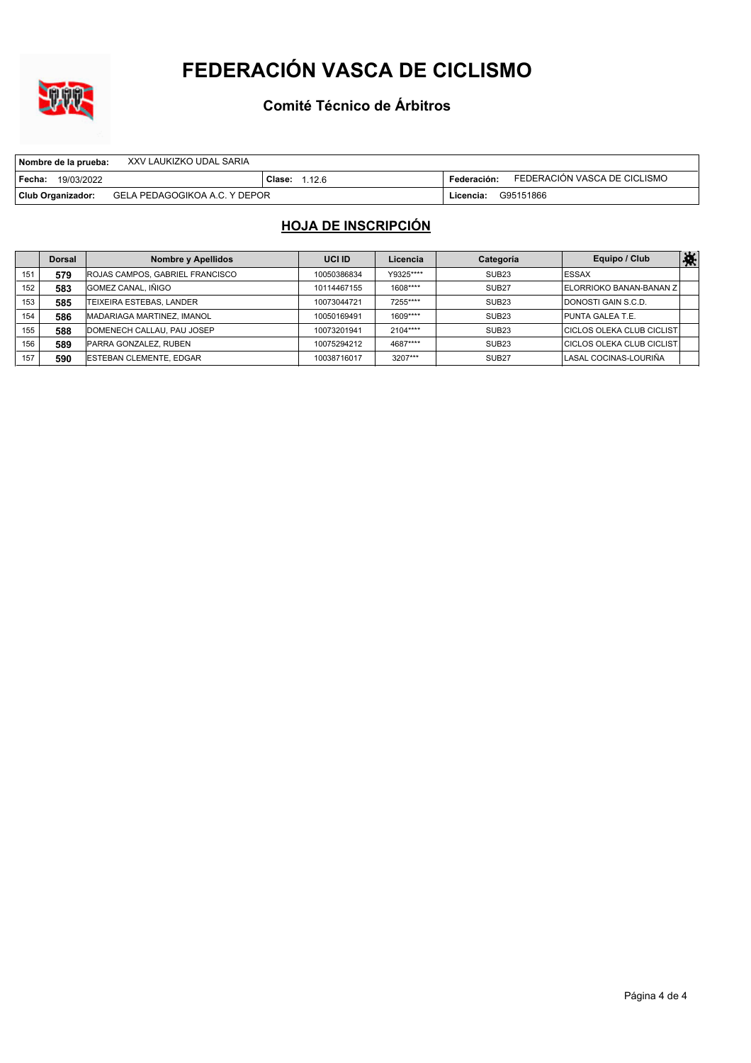# FEDERACIÓN VASCA DE CICLISMO

## Comité Técnico de Árbitros

| | | |
|---|---|---|
| **Nombre de la prueba:** XXV LAUKIZKO UDAL SARIA | | |
| **Fecha:** 19/03/2022 | **Clase:** 1.12.6 | **Federación:** FEDERACIÓN VASCA DE CICLISMO |
| **Club Organizador:** GELA PEDAGOGIKOA A.C. Y DEPOR | | **Licencia:** G95151866 |

## HOJA DE INSCRIPCIÓN

| | Dorsal | Nombre y Apellidos | UCI ID | Licencia | Categoría | Equipo / Club | |
|---|---|---|---|---|---|---|---|
| 151 | **579** | ROJAS CAMPOS, GABRIEL FRANCISCO | 10050386834 | Y9325**** | SUB23 | ESSAX | |
| 152 | **583** | GOMEZ CANAL, IÑIGO | 10114467155 | 1608**** | SUB27 | ELORRIOKO BANAN-BANAN Z | |
| 153 | **585** | TEIXEIRA ESTEBAS, LANDER | 10073044721 | 7255**** | SUB23 | DONOSTI GAIN S.C.D. | |
| 154 | **586** | MADARIAGA MARTINEZ, IMANOL | 10050169491 | 1609**** | SUB23 | PUNTA GALEA T.E. | |
| 155 | **588** | DOMENECH CALLAU, PAU JOSEP | 10073201941 | 2104**** | SUB23 | CICLOS OLEKA CLUB CICLIST | |
| 156 | **589** | PARRA GONZALEZ, RUBEN | 10075294212 | 4687**** | SUB23 | CICLOS OLEKA CLUB CICLIST | |
| 157 | **590** | ESTEBAN CLEMENTE, EDGAR | 10038716017 | 3207*** | SUB27 | LASAL COCINAS-LOURIÑA | |